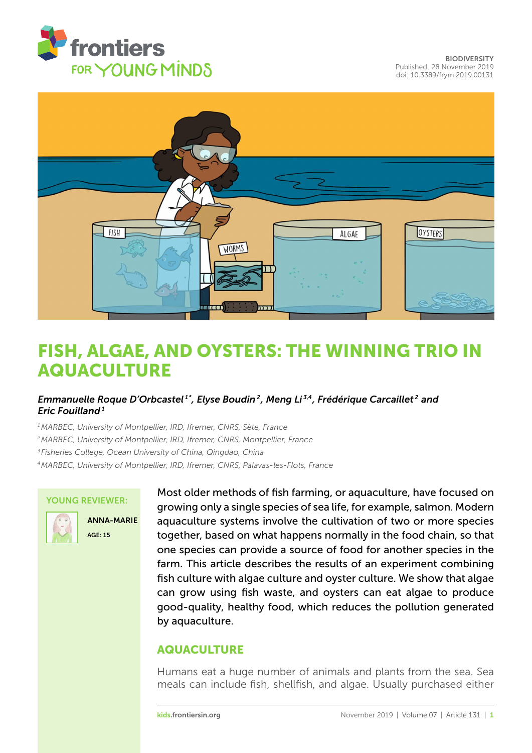BIODIVERSITY
Published: 28 November 2019
doi: 10.3389/frym.2019.00131

# FISH, ALGAE, AND OYSTERS: THE WINNING TRIO IN AQUACULTURE

*Emmanuelle Roque D'Orbcastel[1*], Elyse Boudin[2], Meng Li[3,4], Frédérique Carcaillet[2] and Eric Fouilland[1]*

[1] *MARBEC, University of Montpellier, IRD, Ifremer, CNRS, Sète, France*
[2] *MARBEC, University of Montpellier, IRD, Ifremer, CNRS, Montpellier, France*
[3] *Fisheries College, Ocean University of China, Qingdao, China*
[4] *MARBEC, University of Montpellier, IRD, Ifremer, CNRS, Palavas-les-Flots, France*

**YOUNG REVIEWER:**

**ANNA-MARIE**
AGE: 15

Most older methods of fish farming, or aquaculture, have focused on growing only a single species of sea life, for example, salmon. Modern aquaculture systems involve the cultivation of two or more species together, based on what happens normally in the food chain, so that one species can provide a source of food for another species in the farm. This article describes the results of an experiment combining fish culture with algae culture and oyster culture. We show that algae can grow using fish waste, and oysters can eat algae to produce good-quality, healthy food, which reduces the pollution generated by aquaculture.

## AQUACULTURE

Humans eat a huge number of animals and plants from the sea. Sea meals can include fish, shellfish, and algae. Usually purchased either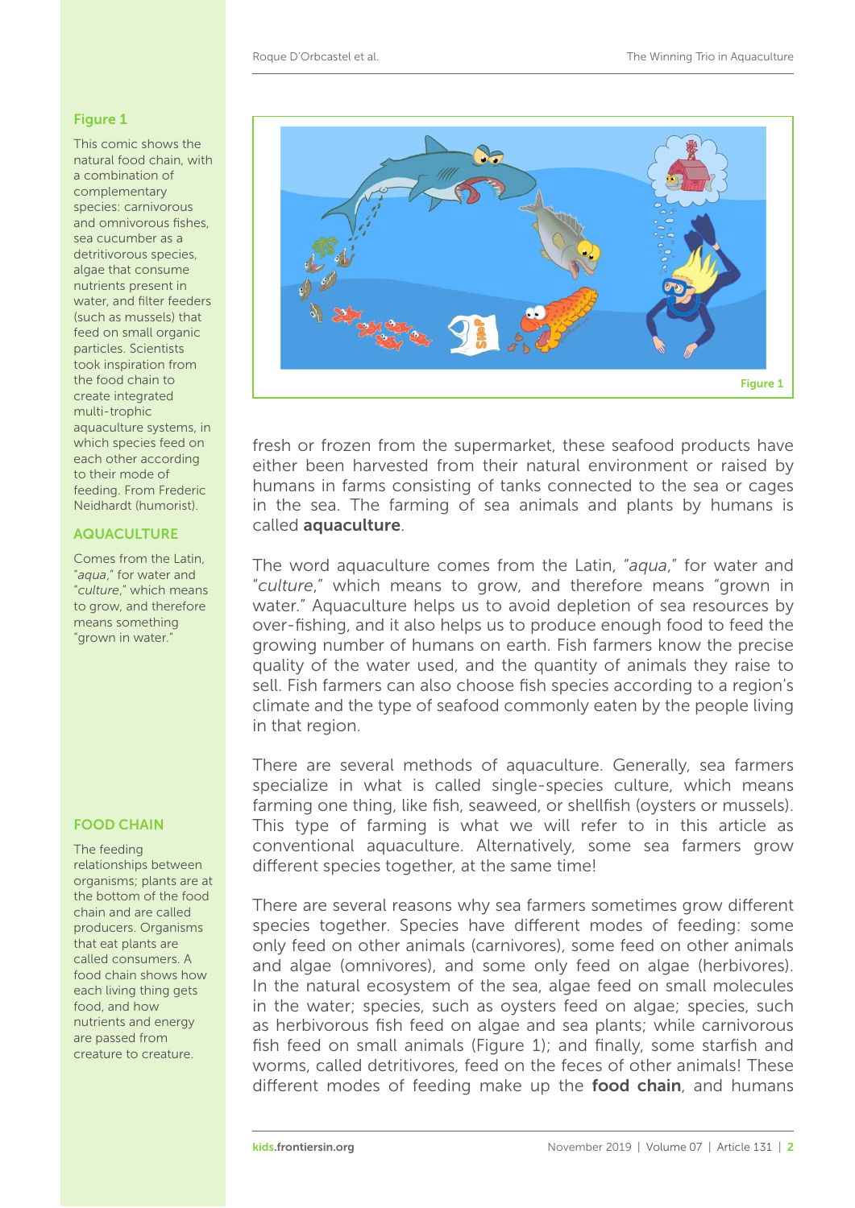**Figure 1**

This comic shows the natural food chain, with a combination of complementary species: carnivorous and omnivorous fishes, sea cucumber as a detritivorous species, algae that consume nutrients present in water, and filter feeders (such as mussels) that feed on small organic particles. Scientists took inspiration from the food chain to create integrated multi-trophic aquaculture systems, in which species feed on each other according to their mode of feeding. From Frederic Neidhardt (humorist).

fresh or frozen from the supermarket, these seafood products have either been harvested from their natural environment or raised by humans in farms consisting of tanks connected to the sea or cages in the sea. The farming of sea animals and plants by humans is called **aquaculture**.

**AQUACULTURE**

Comes from the Latin, "*aqua*," for water and "*culture*," which means to grow, and therefore means something "grown in water."

The word aquaculture comes from the Latin, "*aqua*," for water and "*culture*," which means to grow, and therefore means "grown in water." Aquaculture helps us to avoid depletion of sea resources by over-fishing, and it also helps us to produce enough food to feed the growing number of humans on earth. Fish farmers know the precise quality of the water used, and the quantity of animals they raise to sell. Fish farmers can also choose fish species according to a region's climate and the type of seafood commonly eaten by the people living in that region.

There are several methods of aquaculture. Generally, sea farmers specialize in what is called single-species culture, which means farming one thing, like fish, seaweed, or shellfish (oysters or mussels). This type of farming is what we will refer to in this article as conventional aquaculture. Alternatively, some sea farmers grow different species together, at the same time!

**FOOD CHAIN**

The feeding relationships between organisms; plants are at the bottom of the food chain and are called producers. Organisms that eat plants are called consumers. A food chain shows how each living thing gets food, and how nutrients and energy are passed from creature to creature.

There are several reasons why sea farmers sometimes grow different species together. Species have different modes of feeding: some only feed on other animals (carnivores), some feed on other animals and algae (omnivores), and some only feed on algae (herbivores). In the natural ecosystem of the sea, algae feed on small molecules in the water; species, such as oysters feed on algae; species, such as herbivorous fish feed on algae and sea plants; while carnivorous fish feed on small animals (Figure 1); and finally, some starfish and worms, called detritivores, feed on the feces of other animals! These different modes of feeding make up the **food chain**, and humans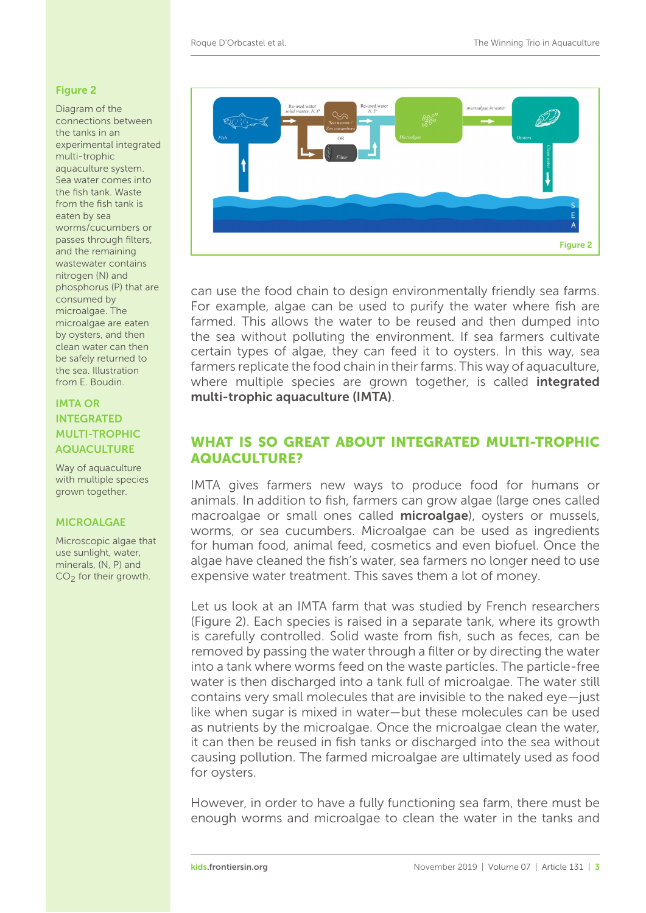**Figure 2**

Diagram of the connections between the tanks in an experimental integrated multi-trophic aquaculture system. Sea water comes into the fish tank. Waste from the fish tank is eaten by sea worms/cucumbers or passes through filters, and the remaining wastewater contains nitrogen (N) and phosphorus (P) that are consumed by microalgae. The microalgae are eaten by oysters, and then clean water can then be safely returned to the sea. Illustration from E. Boudin.

can use the food chain to design environmentally friendly sea farms. For example, algae can be used to purify the water where fish are farmed. This allows the water to be reused and then dumped into the sea without polluting the environment. If sea farmers cultivate certain types of algae, they can feed it to oysters. In this way, sea farmers replicate the food chain in their farms. This way of aquaculture, where multiple species are grown together, is called **integrated multi-trophic aquaculture (IMTA)**.

**IMTA OR INTEGRATED MULTI-TROPHIC AQUACULTURE**

Way of aquaculture with multiple species grown together.

**MICROALGAE**

Microscopic algae that use sunlight, water, minerals, (N, P) and $CO_2$ for their growth.

## WHAT IS SO GREAT ABOUT INTEGRATED MULTI-TROPHIC AQUACULTURE?

IMTA gives farmers new ways to produce food for humans or animals. In addition to fish, farmers can grow algae (large ones called macroalgae or small ones called **microalgae**), oysters or mussels, worms, or sea cucumbers. Microalgae can be used as ingredients for human food, animal feed, cosmetics and even biofuel. Once the algae have cleaned the fish's water, sea farmers no longer need to use expensive water treatment. This saves them a lot of money.

Let us look at an IMTA farm that was studied by French researchers (Figure 2). Each species is raised in a separate tank, where its growth is carefully controlled. Solid waste from fish, such as feces, can be removed by passing the water through a filter or by directing the water into a tank where worms feed on the waste particles. The particle-free water is then discharged into a tank full of microalgae. The water still contains very small molecules that are invisible to the naked eye—just like when sugar is mixed in water—but these molecules can be used as nutrients by the microalgae. Once the microalgae clean the water, it can then be reused in fish tanks or discharged into the sea without causing pollution. The farmed microalgae are ultimately used as food for oysters.

However, in order to have a fully functioning sea farm, there must be enough worms and microalgae to clean the water in the tanks and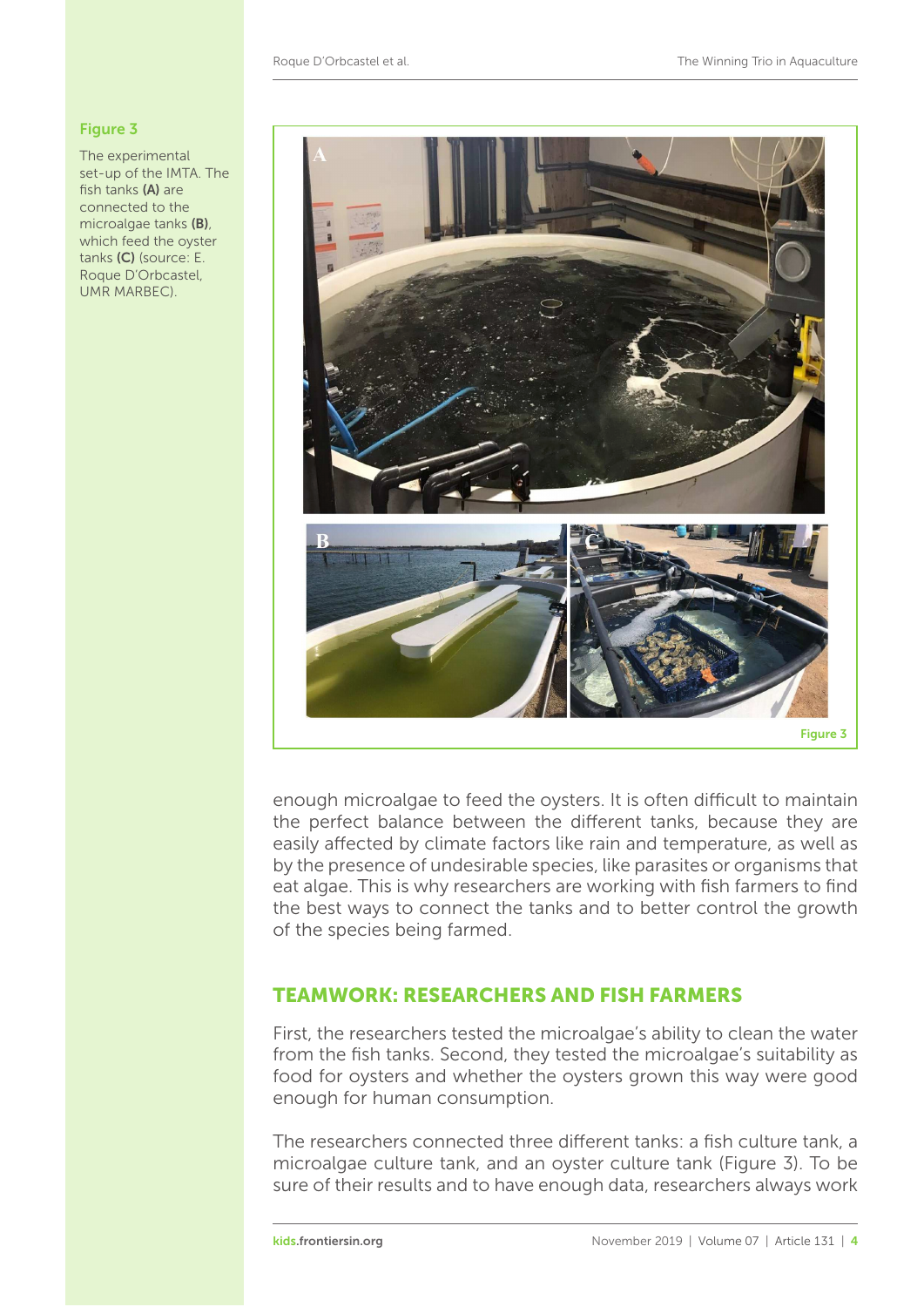**Figure 3**

The experimental set-up of the IMTA. The fish tanks **(A)** are connected to the microalgae tanks **(B)**, which feed the oyster tanks **(C)** (source: E. Roque D'Orbcastel, UMR MARBEC).

enough microalgae to feed the oysters. It is often difficult to maintain the perfect balance between the different tanks, because they are easily affected by climate factors like rain and temperature, as well as by the presence of undesirable species, like parasites or organisms that eat algae. This is why researchers are working with fish farmers to find the best ways to connect the tanks and to better control the growth of the species being farmed.

## TEAMWORK: RESEARCHERS AND FISH FARMERS

First, the researchers tested the microalgae's ability to clean the water from the fish tanks. Second, they tested the microalgae's suitability as food for oysters and whether the oysters grown this way were good enough for human consumption.

The researchers connected three different tanks: a fish culture tank, a microalgae culture tank, and an oyster culture tank (Figure 3). To be sure of their results and to have enough data, researchers always work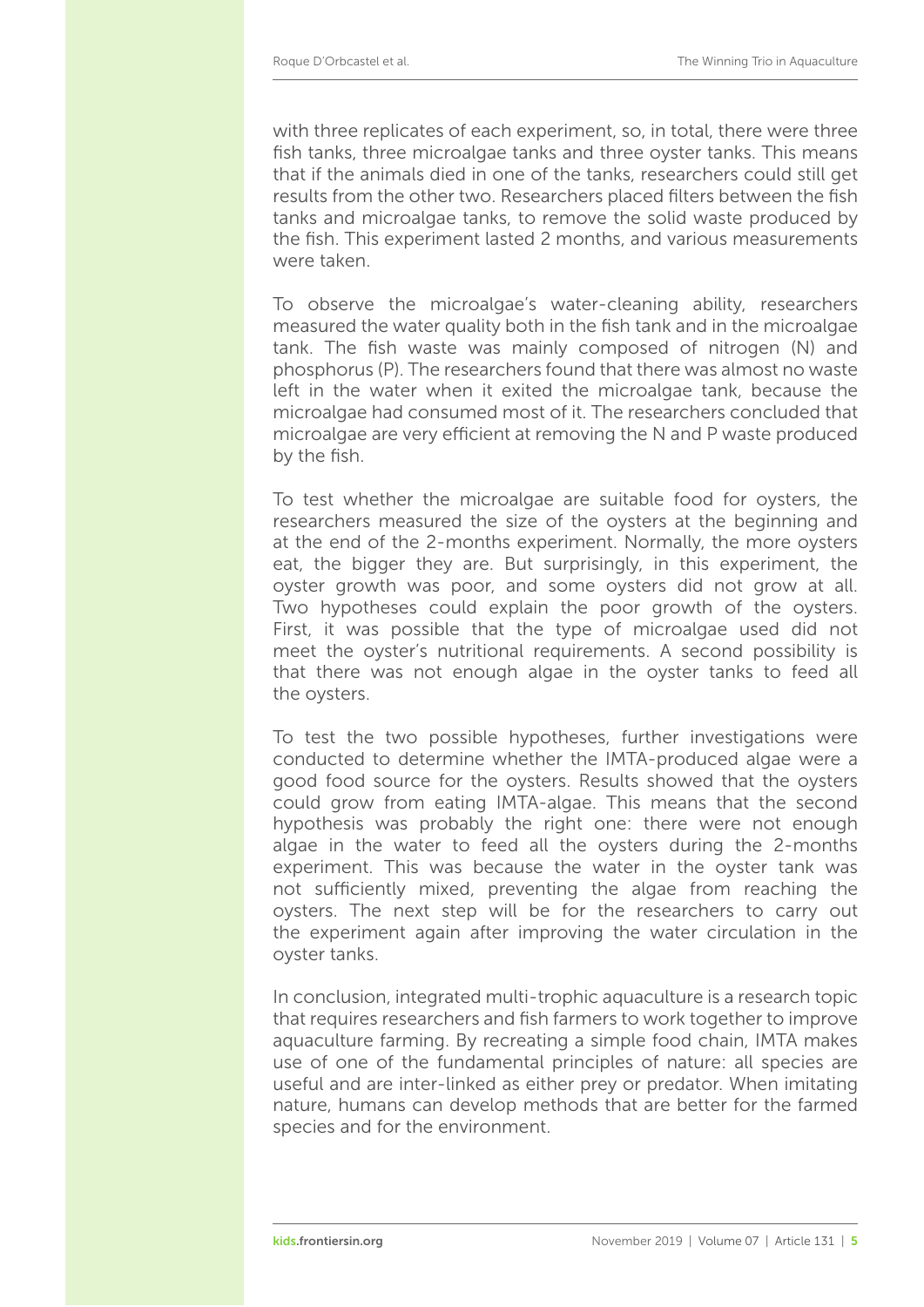with three replicates of each experiment, so, in total, there were three fish tanks, three microalgae tanks and three oyster tanks. This means that if the animals died in one of the tanks, researchers could still get results from the other two. Researchers placed filters between the fish tanks and microalgae tanks, to remove the solid waste produced by the fish. This experiment lasted 2 months, and various measurements were taken.

To observe the microalgae's water-cleaning ability, researchers measured the water quality both in the fish tank and in the microalgae tank. The fish waste was mainly composed of nitrogen (N) and phosphorus (P). The researchers found that there was almost no waste left in the water when it exited the microalgae tank, because the microalgae had consumed most of it. The researchers concluded that microalgae are very efficient at removing the N and P waste produced by the fish.

To test whether the microalgae are suitable food for oysters, the researchers measured the size of the oysters at the beginning and at the end of the 2-months experiment. Normally, the more oysters eat, the bigger they are. But surprisingly, in this experiment, the oyster growth was poor, and some oysters did not grow at all. Two hypotheses could explain the poor growth of the oysters. First, it was possible that the type of microalgae used did not meet the oyster's nutritional requirements. A second possibility is that there was not enough algae in the oyster tanks to feed all the oysters.

To test the two possible hypotheses, further investigations were conducted to determine whether the IMTA-produced algae were a good food source for the oysters. Results showed that the oysters could grow from eating IMTA-algae. This means that the second hypothesis was probably the right one: there were not enough algae in the water to feed all the oysters during the 2-months experiment. This was because the water in the oyster tank was not sufficiently mixed, preventing the algae from reaching the oysters. The next step will be for the researchers to carry out the experiment again after improving the water circulation in the oyster tanks.

In conclusion, integrated multi-trophic aquaculture is a research topic that requires researchers and fish farmers to work together to improve aquaculture farming. By recreating a simple food chain, IMTA makes use of one of the fundamental principles of nature: all species are useful and are inter-linked as either prey or predator. When imitating nature, humans can develop methods that are better for the farmed species and for the environment.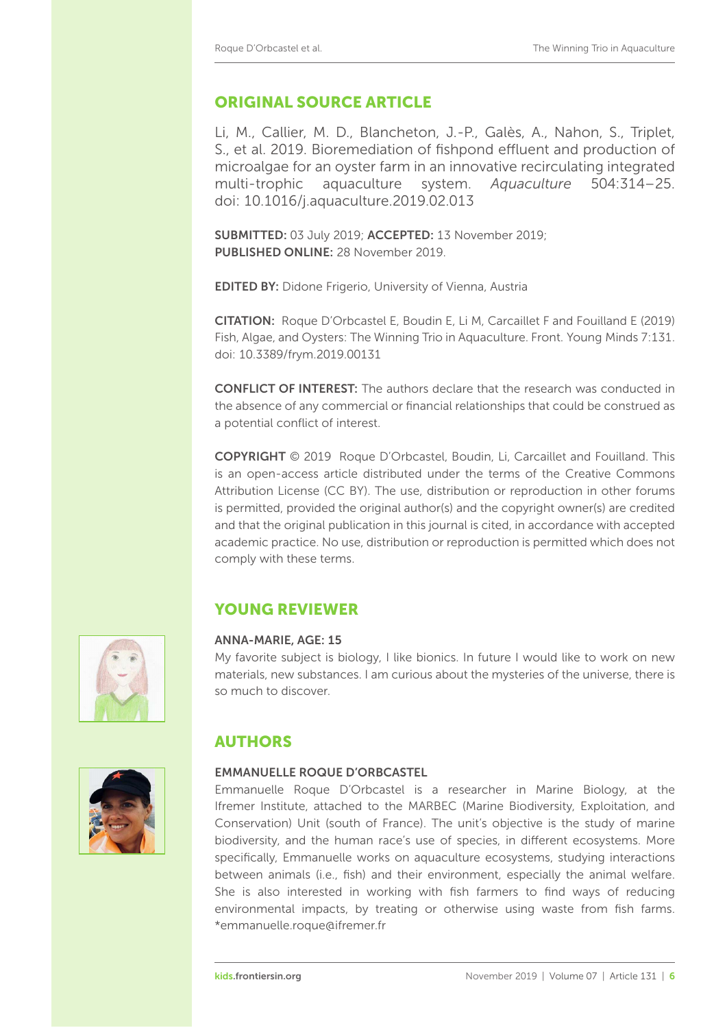## ORIGINAL SOURCE ARTICLE

Li, M., Callier, M. D., Blancheton, J.-P., Galès, A., Nahon, S., Triplet, S., et al. 2019. Bioremediation of fishpond effluent and production of microalgae for an oyster farm in an innovative recirculating integrated multi-trophic aquaculture system. *Aquaculture* 504:314–25. doi: 10.1016/j.aquaculture.2019.02.013

**SUBMITTED:** 03 July 2019; **ACCEPTED:** 13 November 2019;
**PUBLISHED ONLINE:** 28 November 2019.

**EDITED BY:** Didone Frigerio, University of Vienna, Austria

**CITATION:** Roque D'Orbcastel E, Boudin E, Li M, Carcaillet F and Fouilland E (2019) Fish, Algae, and Oysters: The Winning Trio in Aquaculture. Front. Young Minds 7:131. doi: 10.3389/frym.2019.00131

**CONFLICT OF INTEREST:** The authors declare that the research was conducted in the absence of any commercial or financial relationships that could be construed as a potential conflict of interest.

**COPYRIGHT** © 2019 Roque D'Orbcastel, Boudin, Li, Carcaillet and Fouilland. This is an open-access article distributed under the terms of the Creative Commons Attribution License (CC BY). The use, distribution or reproduction in other forums is permitted, provided the original author(s) and the copyright owner(s) are credited and that the original publication in this journal is cited, in accordance with accepted academic practice. No use, distribution or reproduction is permitted which does not comply with these terms.

## YOUNG REVIEWER

### ANNA-MARIE, AGE: 15

My favorite subject is biology, I like bionics. In future I would like to work on new materials, new substances. I am curious about the mysteries of the universe, there is so much to discover.

## AUTHORS

### EMMANUELLE ROQUE D'ORBCASTEL

Emmanuelle Roque D'Orbcastel is a researcher in Marine Biology, at the Ifremer Institute, attached to the MARBEC (Marine Biodiversity, Exploitation, and Conservation) Unit (south of France). The unit's objective is the study of marine biodiversity, and the human race's use of species, in different ecosystems. More specifically, Emmanuelle works on aquaculture ecosystems, studying interactions between animals (i.e., fish) and their environment, especially the animal welfare. She is also interested in working with fish farmers to find ways of reducing environmental impacts, by treating or otherwise using waste from fish farms. *emmanuelle.roque@ifremer.fr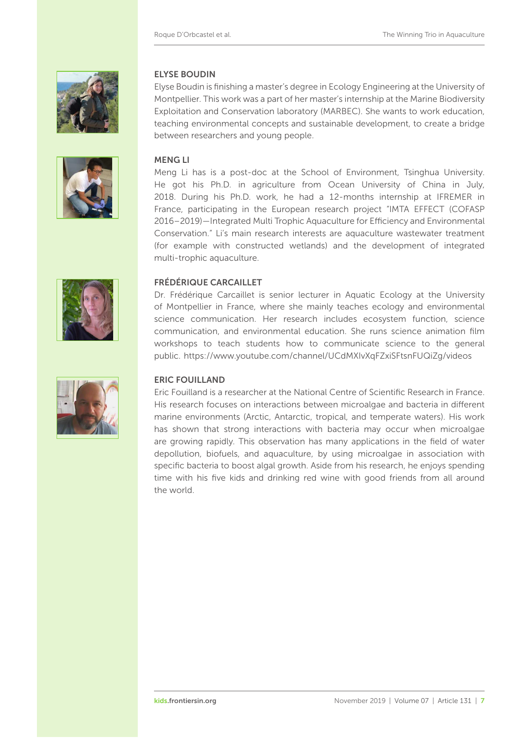### ELYSE BOUDIN

Elyse Boudin is finishing a master's degree in Ecology Engineering at the University of Montpellier. This work was a part of her master's internship at the Marine Biodiversity Exploitation and Conservation laboratory (MARBEC). She wants to work education, teaching environmental concepts and sustainable development, to create a bridge between researchers and young people.

### MENG LI

Meng Li has is a post-doc at the School of Environment, Tsinghua University. He got his Ph.D. in agriculture from Ocean University of China in July, 2018. During his Ph.D. work, he had a 12-months internship at IFREMER in France, participating in the European research project "IMTA EFFECT (COFASP 2016–2019)—Integrated Multi Trophic Aquaculture for Efficiency and Environmental Conservation." Li's main research interests are aquaculture wastewater treatment (for example with constructed wetlands) and the development of integrated multi-trophic aquaculture.

### FRÉDÉRIQUE CARCAILLET

Dr. Frédérique Carcaillet is senior lecturer in Aquatic Ecology at the University of Montpellier in France, where she mainly teaches ecology and environmental science communication. Her research includes ecosystem function, science communication, and environmental education. She runs science animation film workshops to teach students how to communicate science to the general public. https://www.youtube.com/channel/UCdMXIvXqFZxiSFtsnFUQiZg/videos

### ERIC FOUILLAND

Eric Fouilland is a researcher at the National Centre of Scientific Research in France. His research focuses on interactions between microalgae and bacteria in different marine environments (Arctic, Antarctic, tropical, and temperate waters). His work has shown that strong interactions with bacteria may occur when microalgae are growing rapidly. This observation has many applications in the field of water depollution, biofuels, and aquaculture, by using microalgae in association with specific bacteria to boost algal growth. Aside from his research, he enjoys spending time with his five kids and drinking red wine with good friends from all around the world.